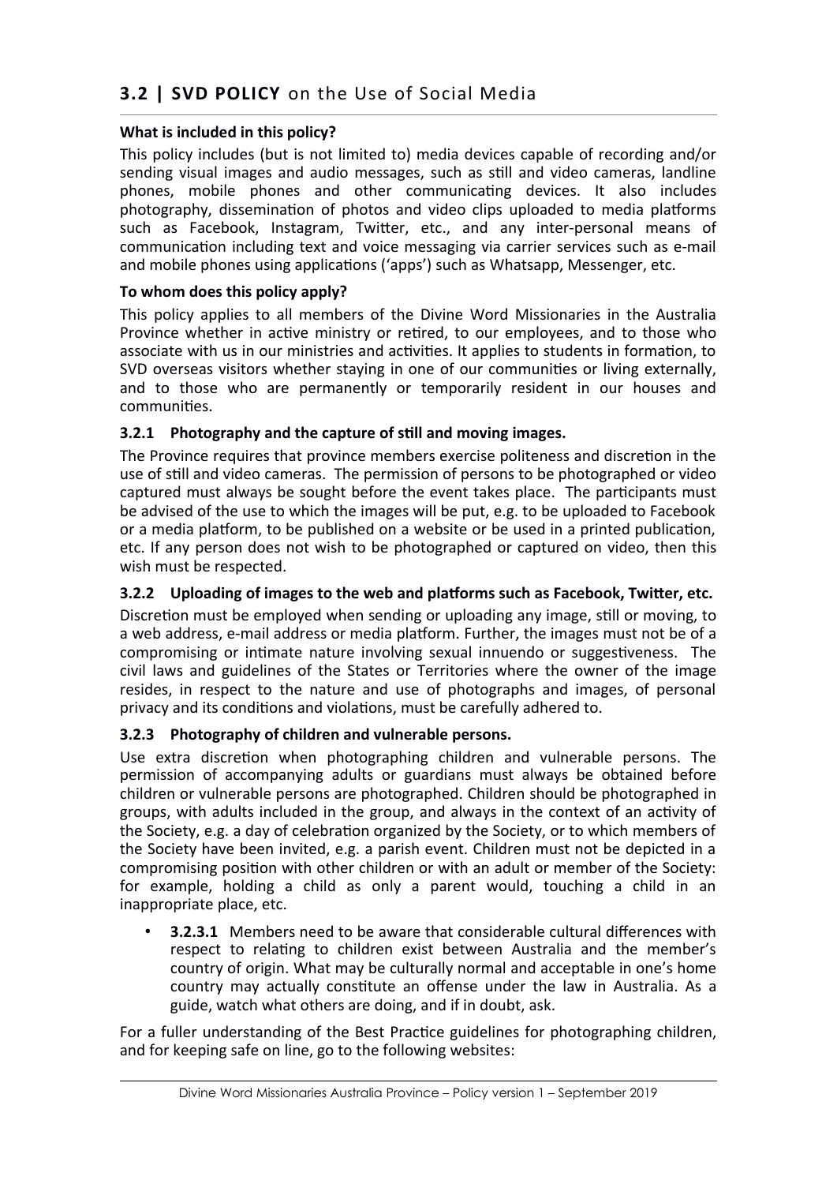## 3.2 | SVD POLICY on the Use of Social Media

**What is included in this policy?**

This policy includes (but is not limited to) media devices capable of recording and/or sending visual images and audio messages, such as still and video cameras, landline phones, mobile phones and other communicating devices. It also includes photography, dissemination of photos and video clips uploaded to media platforms such as Facebook, Instagram, Twitter, etc., and any inter-personal means of communication including text and voice messaging via carrier services such as e-mail and mobile phones using applications ('apps') such as Whatsapp, Messenger, etc.

**To whom does this policy apply?**

This policy applies to all members of the Divine Word Missionaries in the Australia Province whether in active ministry or retired, to our employees, and to those who associate with us in our ministries and activities. It applies to students in formation, to SVD overseas visitors whether staying in one of our communities or living externally, and to those who are permanently or temporarily resident in our houses and communities.

### 3.2.1 Photography and the capture of still and moving images.

The Province requires that province members exercise politeness and discretion in the use of still and video cameras. The permission of persons to be photographed or video captured must always be sought before the event takes place. The participants must be advised of the use to which the images will be put, e.g. to be uploaded to Facebook or a media platform, to be published on a website or be used in a printed publication, etc. If any person does not wish to be photographed or captured on video, then this wish must be respected.

### 3.2.2 Uploading of images to the web and platforms such as Facebook, Twitter, etc.

Discretion must be employed when sending or uploading any image, still or moving, to a web address, e-mail address or media platform. Further, the images must not be of a compromising or intimate nature involving sexual innuendo or suggestiveness. The civil laws and guidelines of the States or Territories where the owner of the image resides, in respect to the nature and use of photographs and images, of personal privacy and its conditions and violations, must be carefully adhered to.

### 3.2.3 Photography of children and vulnerable persons.

Use extra discretion when photographing children and vulnerable persons. The permission of accompanying adults or guardians must always be obtained before children or vulnerable persons are photographed. Children should be photographed in groups, with adults included in the group, and always in the context of an activity of the Society, e.g. a day of celebration organized by the Society, or to which members of the Society have been invited, e.g. a parish event. Children must not be depicted in a compromising position with other children or with an adult or member of the Society: for example, holding a child as only a parent would, touching a child in an inappropriate place, etc.

- **3.2.3.1** Members need to be aware that considerable cultural differences with respect to relating to children exist between Australia and the member's country of origin. What may be culturally normal and acceptable in one's home country may actually constitute an offense under the law in Australia. As a guide, watch what others are doing, and if in doubt, ask.

For a fuller understanding of the Best Practice guidelines for photographing children, and for keeping safe on line, go to the following websites: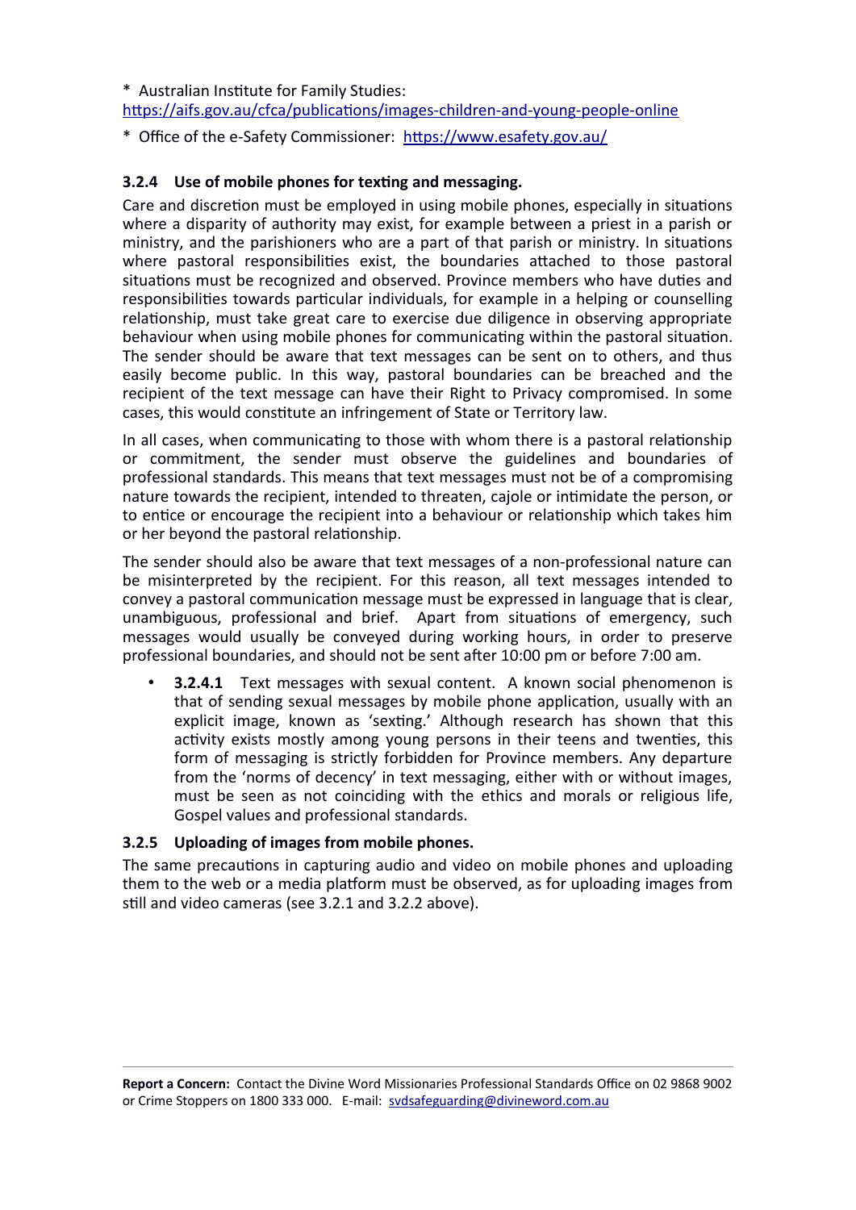* Australian Institute for Family Studies:
https://aifs.gov.au/cfca/publications/images-children-and-young-people-online

* Office of the e-Safety Commissioner: https://www.esafety.gov.au/

### 3.2.4 Use of mobile phones for texting and messaging.

Care and discretion must be employed in using mobile phones, especially in situations where a disparity of authority may exist, for example between a priest in a parish or ministry, and the parishioners who are a part of that parish or ministry. In situations where pastoral responsibilities exist, the boundaries attached to those pastoral situations must be recognized and observed. Province members who have duties and responsibilities towards particular individuals, for example in a helping or counselling relationship, must take great care to exercise due diligence in observing appropriate behaviour when using mobile phones for communicating within the pastoral situation. The sender should be aware that text messages can be sent on to others, and thus easily become public. In this way, pastoral boundaries can be breached and the recipient of the text message can have their Right to Privacy compromised. In some cases, this would constitute an infringement of State or Territory law.

In all cases, when communicating to those with whom there is a pastoral relationship or commitment, the sender must observe the guidelines and boundaries of professional standards. This means that text messages must not be of a compromising nature towards the recipient, intended to threaten, cajole or intimidate the person, or to entice or encourage the recipient into a behaviour or relationship which takes him or her beyond the pastoral relationship.

The sender should also be aware that text messages of a non-professional nature can be misinterpreted by the recipient. For this reason, all text messages intended to convey a pastoral communication message must be expressed in language that is clear, unambiguous, professional and brief. Apart from situations of emergency, such messages would usually be conveyed during working hours, in order to preserve professional boundaries, and should not be sent after 10:00 pm or before 7:00 am.

- **3.2.4.1** Text messages with sexual content. A known social phenomenon is that of sending sexual messages by mobile phone application, usually with an explicit image, known as 'sexting.' Although research has shown that this activity exists mostly among young persons in their teens and twenties, this form of messaging is strictly forbidden for Province members. Any departure from the 'norms of decency' in text messaging, either with or without images, must be seen as not coinciding with the ethics and morals or religious life, Gospel values and professional standards.

### 3.2.5 Uploading of images from mobile phones.

The same precautions in capturing audio and video on mobile phones and uploading them to the web or a media platform must be observed, as for uploading images from still and video cameras (see 3.2.1 and 3.2.2 above).

**Report a Concern:** Contact the Divine Word Missionaries Professional Standards Office on 02 9868 9002 or Crime Stoppers on 1800 333 000. E-mail: svdsafeguarding@divineword.com.au